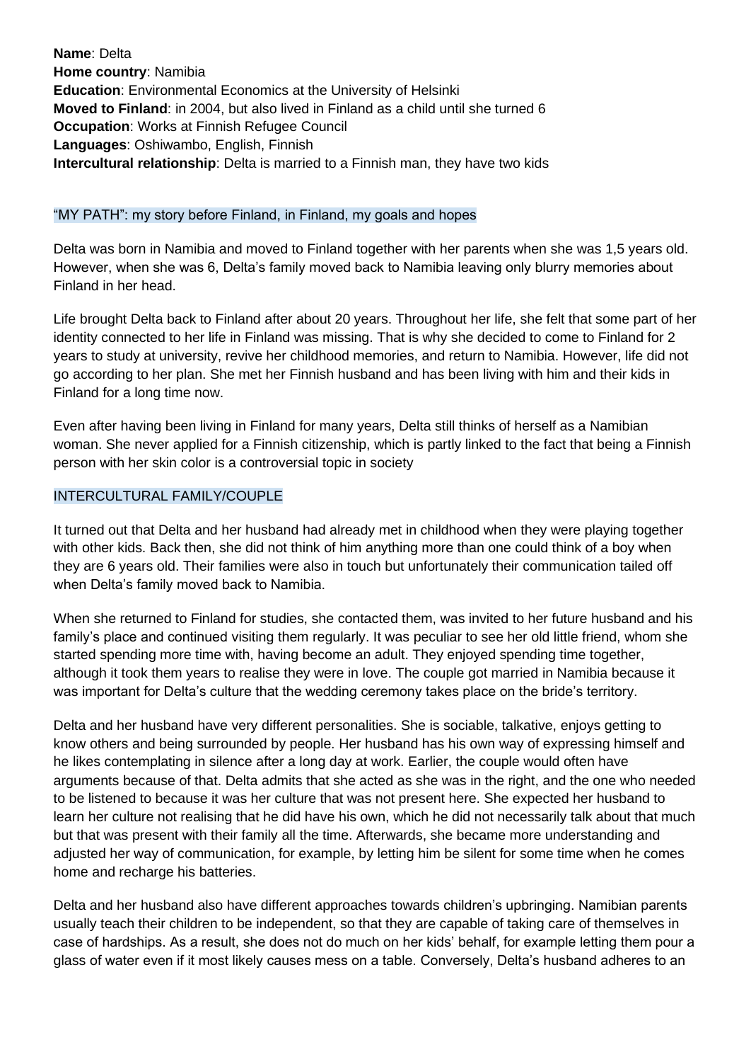**Name**: Delta
**Home country**: Namibia
**Education**: Environmental Economics at the University of Helsinki
**Moved to Finland**: in 2004, but also lived in Finland as a child until she turned 6
**Occupation**: Works at Finnish Refugee Council
**Languages**: Oshiwambo, English, Finnish
**Intercultural relationship**: Delta is married to a Finnish man, they have two kids

## "MY PATH": my story before Finland, in Finland, my goals and hopes

Delta was born in Namibia and moved to Finland together with her parents when she was 1,5 years old. However, when she was 6, Delta's family moved back to Namibia leaving only blurry memories about Finland in her head.

Life brought Delta back to Finland after about 20 years. Throughout her life, she felt that some part of her identity connected to her life in Finland was missing. That is why she decided to come to Finland for 2 years to study at university, revive her childhood memories, and return to Namibia. However, life did not go according to her plan. She met her Finnish husband and has been living with him and their kids in Finland for a long time now.

Even after having been living in Finland for many years, Delta still thinks of herself as a Namibian woman. She never applied for a Finnish citizenship, which is partly linked to the fact that being a Finnish person with her skin color is a controversial topic in society

## INTERCULTURAL FAMILY/COUPLE

It turned out that Delta and her husband had already met in childhood when they were playing together with other kids. Back then, she did not think of him anything more than one could think of a boy when they are 6 years old. Their families were also in touch but unfortunately their communication tailed off when Delta's family moved back to Namibia.

When she returned to Finland for studies, she contacted them, was invited to her future husband and his family's place and continued visiting them regularly. It was peculiar to see her old little friend, whom she started spending more time with, having become an adult. They enjoyed spending time together, although it took them years to realise they were in love. The couple got married in Namibia because it was important for Delta's culture that the wedding ceremony takes place on the bride's territory.

Delta and her husband have very different personalities. She is sociable, talkative, enjoys getting to know others and being surrounded by people. Her husband has his own way of expressing himself and he likes contemplating in silence after a long day at work. Earlier, the couple would often have arguments because of that. Delta admits that she acted as she was in the right, and the one who needed to be listened to because it was her culture that was not present here. She expected her husband to learn her culture not realising that he did have his own, which he did not necessarily talk about that much but that was present with their family all the time. Afterwards, she became more understanding and adjusted her way of communication, for example, by letting him be silent for some time when he comes home and recharge his batteries.

Delta and her husband also have different approaches towards children's upbringing. Namibian parents usually teach their children to be independent, so that they are capable of taking care of themselves in case of hardships. As a result, she does not do much on her kids' behalf, for example letting them pour a glass of water even if it most likely causes mess on a table. Conversely, Delta's husband adheres to an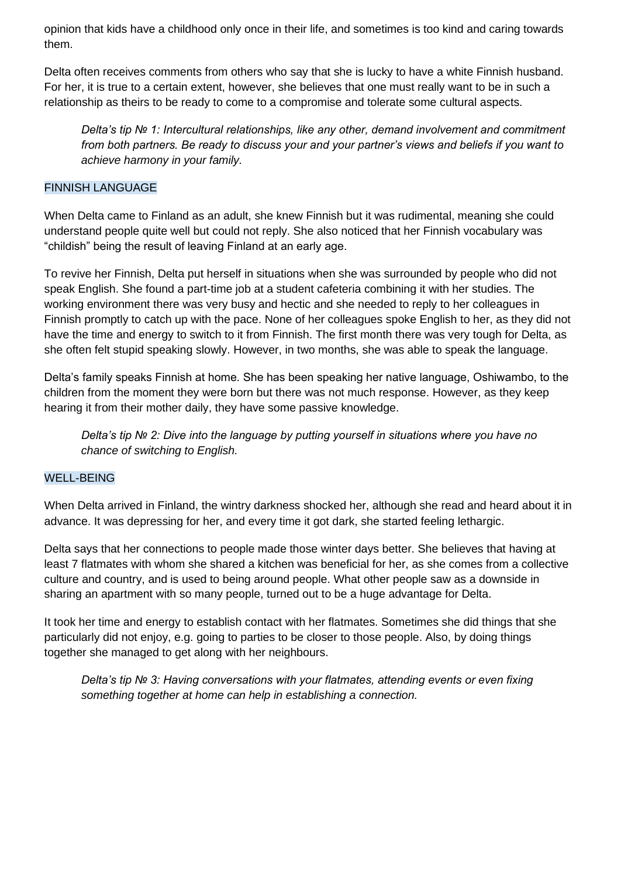opinion that kids have a childhood only once in their life, and sometimes is too kind and caring towards them.

Delta often receives comments from others who say that she is lucky to have a white Finnish husband. For her, it is true to a certain extent, however, she believes that one must really want to be in such a relationship as theirs to be ready to come to a compromise and tolerate some cultural aspects.

> *Delta's tip № 1: Intercultural relationships, like any other, demand involvement and commitment from both partners. Be ready to discuss your and your partner's views and beliefs if you want to achieve harmony in your family.*

## FINNISH LANGUAGE

When Delta came to Finland as an adult, she knew Finnish but it was rudimental, meaning she could understand people quite well but could not reply. She also noticed that her Finnish vocabulary was "childish" being the result of leaving Finland at an early age.

To revive her Finnish, Delta put herself in situations when she was surrounded by people who did not speak English. She found a part-time job at a student cafeteria combining it with her studies. The working environment there was very busy and hectic and she needed to reply to her colleagues in Finnish promptly to catch up with the pace. None of her colleagues spoke English to her, as they did not have the time and energy to switch to it from Finnish. The first month there was very tough for Delta, as she often felt stupid speaking slowly. However, in two months, she was able to speak the language.

Delta's family speaks Finnish at home. She has been speaking her native language, Oshiwambo, to the children from the moment they were born but there was not much response. However, as they keep hearing it from their mother daily, they have some passive knowledge.

> *Delta's tip № 2: Dive into the language by putting yourself in situations where you have no chance of switching to English.*

## WELL-BEING

When Delta arrived in Finland, the wintry darkness shocked her, although she read and heard about it in advance. It was depressing for her, and every time it got dark, she started feeling lethargic.

Delta says that her connections to people made those winter days better. She believes that having at least 7 flatmates with whom she shared a kitchen was beneficial for her, as she comes from a collective culture and country, and is used to being around people. What other people saw as a downside in sharing an apartment with so many people, turned out to be a huge advantage for Delta.

It took her time and energy to establish contact with her flatmates. Sometimes she did things that she particularly did not enjoy, e.g. going to parties to be closer to those people. Also, by doing things together she managed to get along with her neighbours.

> *Delta's tip № 3: Having conversations with your flatmates, attending events or even fixing something together at home can help in establishing a connection.*